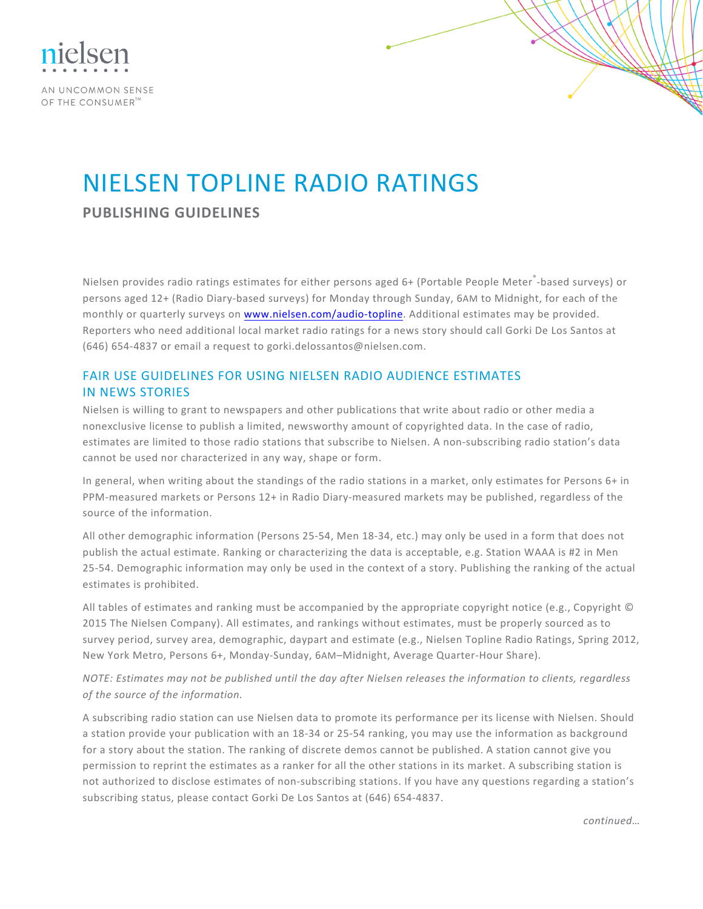nielsen

AN UNCOMMON SENSE OF THE CONSUMER™

# NIELSEN TOPLINE RADIO RATINGS

## PUBLISHING GUIDELINES

Nielsen provides radio ratings estimates for either persons aged 6+ (Portable People Meter®-based surveys) or persons aged 12+ (Radio Diary-based surveys) for Monday through Sunday, 6AM to Midnight, for each of the monthly or quarterly surveys on [www.nielsen.com/audio-topline](http://www.nielsen.com/audio-topline). Additional estimates may be provided. Reporters who need additional local market radio ratings for a news story should call Gorki De Los Santos at (646) 654-4837 or email a request to gorki.delossantos@nielsen.com.

### FAIR USE GUIDELINES FOR USING NIELSEN RADIO AUDIENCE ESTIMATES IN NEWS STORIES

Nielsen is willing to grant to newspapers and other publications that write about radio or other media a nonexclusive license to publish a limited, newsworthy amount of copyrighted data. In the case of radio, estimates are limited to those radio stations that subscribe to Nielsen. A non-subscribing radio station's data cannot be used nor characterized in any way, shape or form.

In general, when writing about the standings of the radio stations in a market, only estimates for Persons 6+ in PPM-measured markets or Persons 12+ in Radio Diary-measured markets may be published, regardless of the source of the information.

All other demographic information (Persons 25-54, Men 18-34, etc.) may only be used in a form that does not publish the actual estimate. Ranking or characterizing the data is acceptable, e.g. Station WAAA is #2 in Men 25-54. Demographic information may only be used in the context of a story. Publishing the ranking of the actual estimates is prohibited.

All tables of estimates and ranking must be accompanied by the appropriate copyright notice (e.g., Copyright © 2015 The Nielsen Company). All estimates, and rankings without estimates, must be properly sourced as to survey period, survey area, demographic, daypart and estimate (e.g., Nielsen Topline Radio Ratings, Spring 2012, New York Metro, Persons 6+, Monday-Sunday, 6AM–Midnight, Average Quarter-Hour Share).

*NOTE: Estimates may not be published until the day after Nielsen releases the information to clients, regardless of the source of the information.*

A subscribing radio station can use Nielsen data to promote its performance per its license with Nielsen. Should a station provide your publication with an 18-34 or 25-54 ranking, you may use the information as background for a story about the station. The ranking of discrete demos cannot be published. A station cannot give you permission to reprint the estimates as a ranker for all the other stations in its market. A subscribing station is not authorized to disclose estimates of non-subscribing stations. If you have any questions regarding a station's subscribing status, please contact Gorki De Los Santos at (646) 654-4837.

*continued…*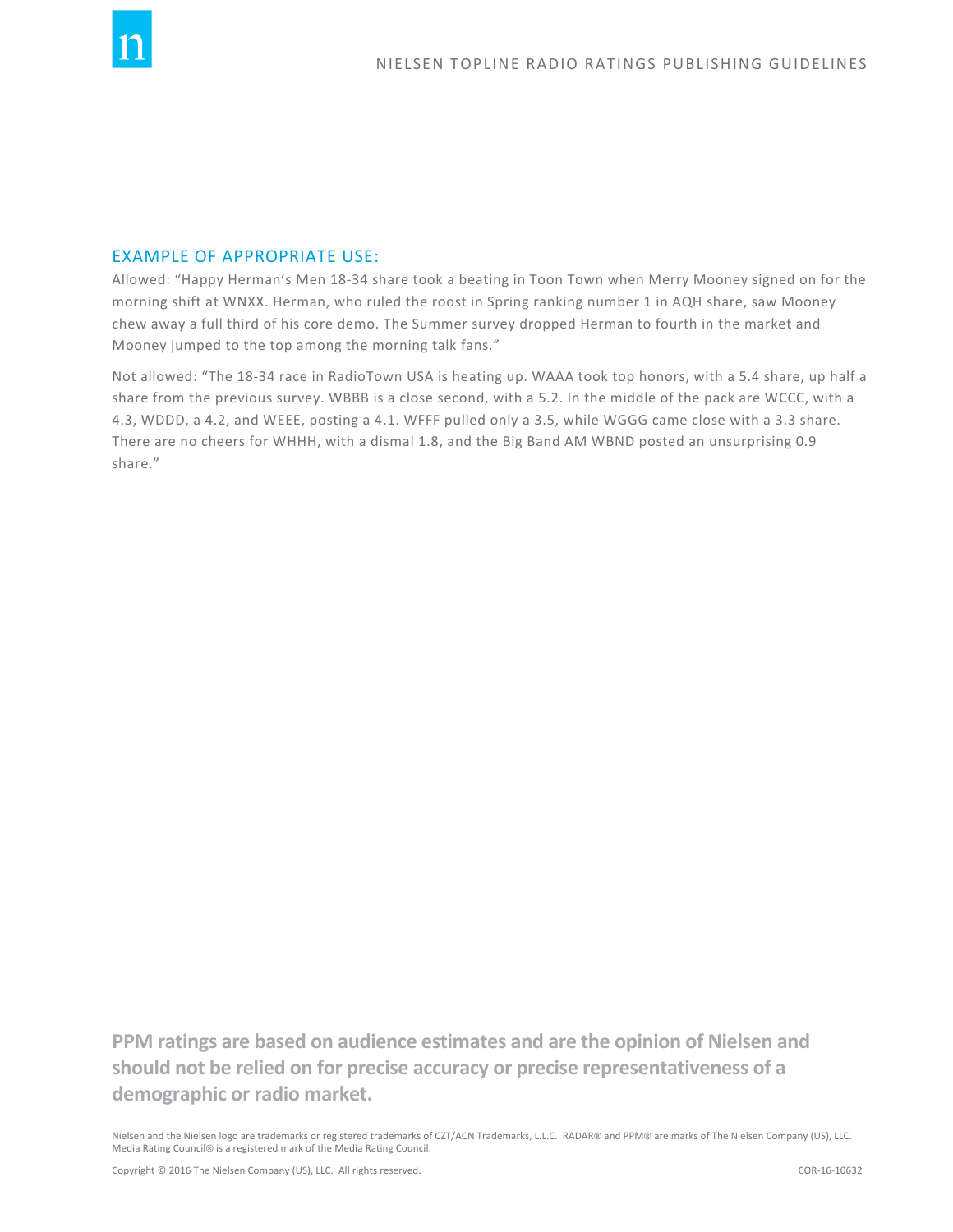## EXAMPLE OF APPROPRIATE USE:

Allowed: "Happy Herman's Men 18-34 share took a beating in Toon Town when Merry Mooney signed on for the morning shift at WNXX. Herman, who ruled the roost in Spring ranking number 1 in AQH share, saw Mooney chew away a full third of his core demo. The Summer survey dropped Herman to fourth in the market and Mooney jumped to the top among the morning talk fans."

Not allowed: "The 18-34 race in RadioTown USA is heating up. WAAA took top honors, with a 5.4 share, up half a share from the previous survey. WBBB is a close second, with a 5.2. In the middle of the pack are WCCC, with a 4.3, WDDD, a 4.2, and WEEE, posting a 4.1. WFFF pulled only a 3.5, while WGGG came close with a 3.3 share. There are no cheers for WHHH, with a dismal 1.8, and the Big Band AM WBND posted an unsurprising 0.9 share."

**PPM ratings are based on audience estimates and are the opinion of Nielsen and should not be relied on for precise accuracy or precise representativeness of a demographic or radio market.**

Nielsen and the Nielsen logo are trademarks or registered trademarks of CZT/ACN Trademarks, L.L.C. RADAR® and PPM® are marks of The Nielsen Company (US), LLC. Media Rating Council® is a registered mark of the Media Rating Council.

Copyright © 2016 The Nielsen Company (US), LLC. All rights reserved.

COR-16-10632